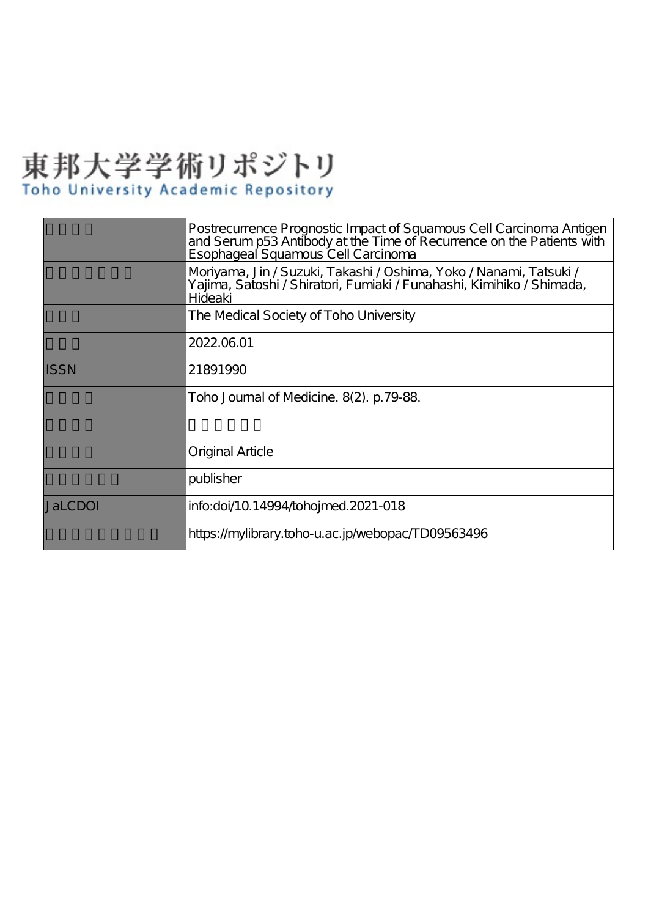東邦大学学術リポジトリ
Toho University Academic Repository

| | |
|---|---|
| | Postrecurrence Prognostic Impact of Squamous Cell Carcinoma Antigen and Serum p53 Antibody at the Time of Recurrence on the Patients with Esophageal Squamous Cell Carcinoma |
| | Moriyama, Jin / Suzuki, Takashi / Oshima, Yoko / Nanami, Tatsuki / Yajima, Satoshi / Shiratori, Fumiaki / Funahashi, Kimihiko / Shimada, Hideaki |
| | The Medical Society of Toho University |
| | 2022.06.01 |
| ISSN | 21891990 |
| | Toho Journal of Medicine. 8(2). p.79-88. |
| | |
| | Original Article |
| | publisher |
| JaLCDOI | info:doi/10.14994/tohojmed.2021-018 |
| | https://mylibrary.toho-u.ac.jp/webopac/TD09563496 |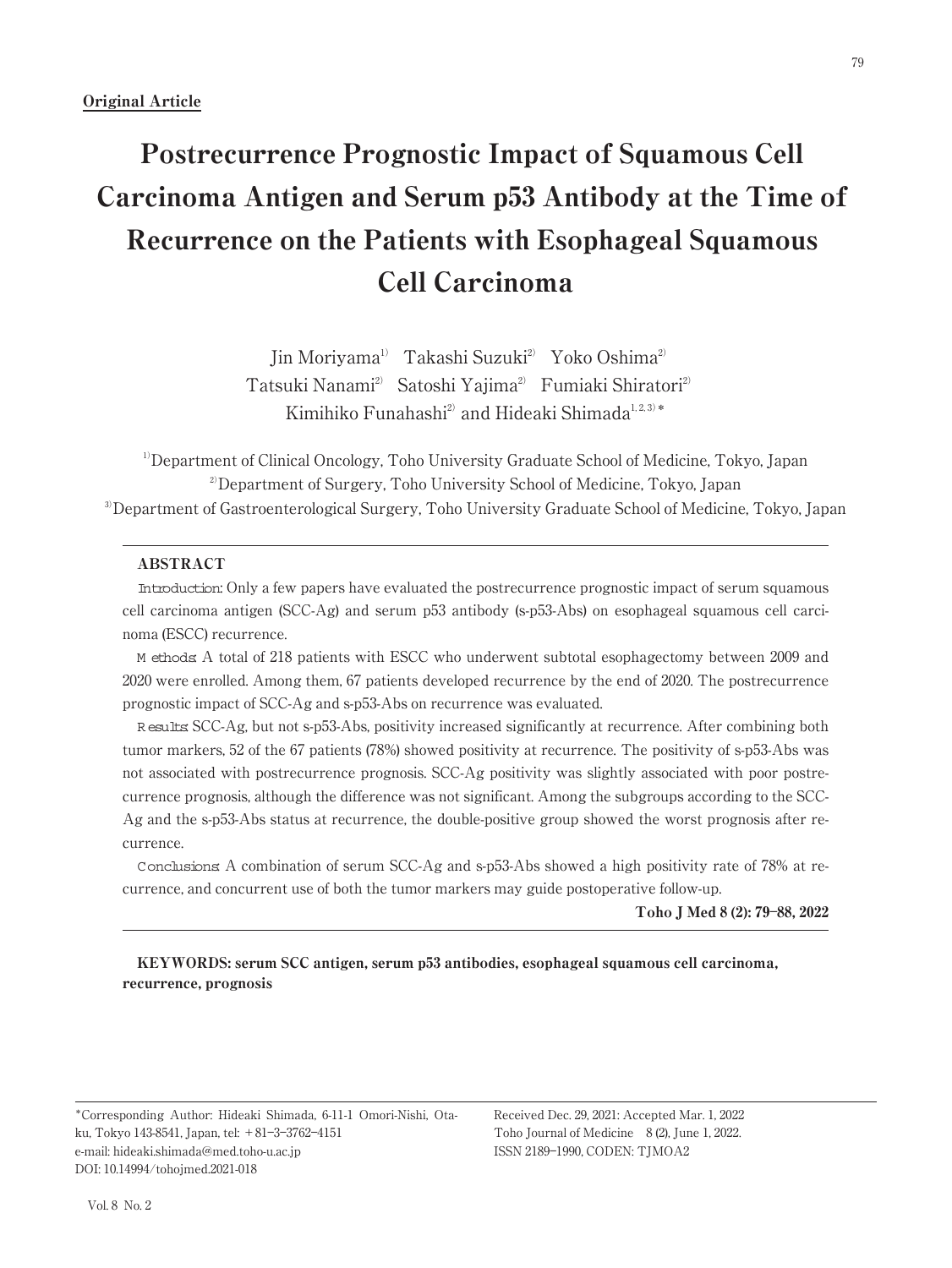**Original Article**

# Postrecurrence Prognostic Impact of Squamous Cell Carcinoma Antigen and Serum p53 Antibody at the Time of Recurrence on the Patients with Esophageal Squamous Cell Carcinoma

Jin Moriyama[1] Takashi Suzuki[2] Yoko Oshima[2] Tatsuki Nanami[2] Satoshi Yajima[2] Fumiaki Shiratori[2] Kimihiko Funahashi[2] and Hideaki Shimada[1,2,3]*

[1] Department of Clinical Oncology, Toho University Graduate School of Medicine, Tokyo, Japan
[2] Department of Surgery, Toho University School of Medicine, Tokyo, Japan
[3] Department of Gastroenterological Surgery, Toho University Graduate School of Medicine, Tokyo, Japan

## ABSTRACT

*Introduction*: Only a few papers have evaluated the postrecurrence prognostic impact of serum squamous cell carcinoma antigen (SCC-Ag) and serum p53 antibody (s-p53-Abs) on esophageal squamous cell carcinoma (ESCC) recurrence.

*Methods*: A total of 218 patients with ESCC who underwent subtotal esophagectomy between 2009 and 2020 were enrolled. Among them, 67 patients developed recurrence by the end of 2020. The postrecurrence prognostic impact of SCC-Ag and s-p53-Abs on recurrence was evaluated.

*Results*: SCC-Ag, but not s-p53-Abs, positivity increased significantly at recurrence. After combining both tumor markers, 52 of the 67 patients (78%) showed positivity at recurrence. The positivity of s-p53-Abs was not associated with postrecurrence prognosis. SCC-Ag positivity was slightly associated with poor postrecurrence prognosis, although the difference was not significant. Among the subgroups according to the SCC-Ag and the s-p53-Abs status at recurrence, the double-positive group showed the worst prognosis after recurrence.

*Conclusions*: A combination of serum SCC-Ag and s-p53-Abs showed a high positivity rate of 78% at recurrence, and concurrent use of both the tumor markers may guide postoperative follow-up.

**Toho J Med 8 (2): 79–88, 2022**

**KEYWORDS: serum SCC antigen, serum p53 antibodies, esophageal squamous cell carcinoma, recurrence, prognosis**

*Corresponding Author: Hideaki Shimada, 6-11-1 Omori-Nishi, Ota-ku, Tokyo 143-8541, Japan, tel: +81–3–3762–4151
e-mail: hideaki.shimada@med.toho-u.ac.jp
DOI: 10.14994/tohojmed.2021-018

Received Dec. 29, 2021: Accepted Mar. 1, 2022
Toho Journal of Medicine 8 (2), June 1, 2022.
ISSN 2189–1990, CODEN: TJMOA2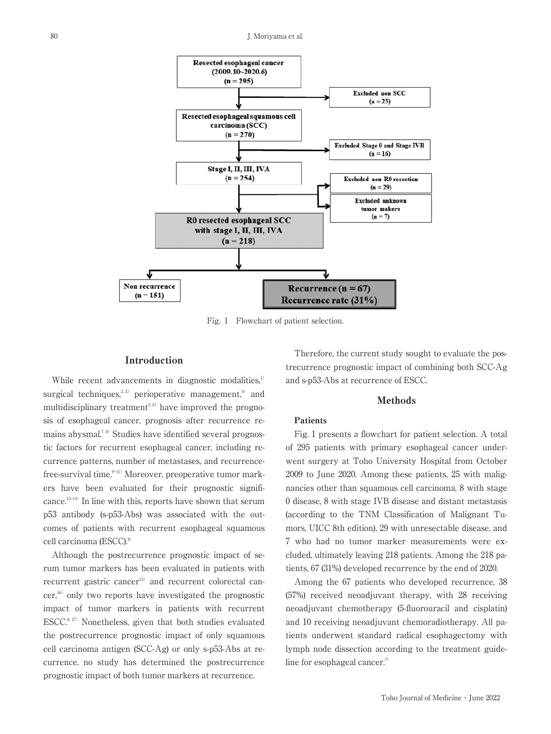Resected esophageal cancer
(2009.10~2020.6)
(n = 295)

→ Excluded non SCC (n = 25)

Resected esophageal squamous cell carcinoma (SCC)
(n = 270)

→ Excluded Stage 0 and Stage IVB (n = 16)

Stage I, II, III, IVA
(n = 254)

→ Excluded non R0 resection (n = 29)

→ Excluded unknown tumor makers (n = 7)

R0 resected esophageal SCC with stage I, II, III, IVA
(n = 218)

Non recurrence (n = 151)

Recurrence (n = 67)
Recurrence rate (31%)

Fig. 1 Flowchart of patient selection.

## Introduction

While recent advancements in diagnostic modalities,[1] surgical techniques,[2,3] perioperative management,[4] and multidisciplinary treatment[5,6] have improved the prognosis of esophageal cancer, prognosis after recurrence remains abysmal.[7,8] Studies have identified several prognostic factors for recurrent esophageal cancer, including recurrence patterns, number of metastases, and recurrence-free-survival time.[9–11] Moreover, preoperative tumor markers have been evaluated for their prognostic significance.[12–14] In line with this, reports have shown that serum p53 antibody (s-p53-Abs) was associated with the outcomes of patients with recurrent esophageal squamous cell carcinoma (ESCC).[8]

Although the postrecurrence prognostic impact of serum tumor markers has been evaluated in patients with recurrent gastric cancer[15] and recurrent colorectal cancer,[16] only two reports have investigated the prognostic impact of tumor markers in patients with recurrent ESCC.[8,17] Nonetheless, given that both studies evaluated the postrecurrence prognostic impact of only squamous cell carcinoma antigen (SCC-Ag) or only s-p53-Abs at recurrence, no study has determined the postrecurrence prognostic impact of both tumor markers at recurrence.

Therefore, the current study sought to evaluate the postrecurrence prognostic impact of combining both SCC-Ag and s-p53-Abs at recurrence of ESCC.

## Methods

### Patients

Fig. 1 presents a flowchart for patient selection. A total of 295 patients with primary esophageal cancer underwent surgery at Toho University Hospital from October 2009 to June 2020. Among these patients, 25 with malignancies other than squamous cell carcinoma, 8 with stage 0 disease, 8 with stage IVB disease and distant metastasis (according to the TNM Classification of Malignant Tumors, UICC 8th edition), 29 with unresectable disease, and 7 who had no tumor marker measurements were excluded, ultimately leaving 218 patients. Among the 218 patients, 67 (31%) developed recurrence by the end of 2020.

Among the 67 patients who developed recurrence, 38 (57%) received neoadjuvant therapy, with 28 receiving neoadjuvant chemotherapy (5-fluorouracil and cisplatin) and 10 receiving neoadjuvant chemoradiotherapy. All patients underwent standard radical esophagectomy with lymph node dissection according to the treatment guideline for esophageal cancer.[7]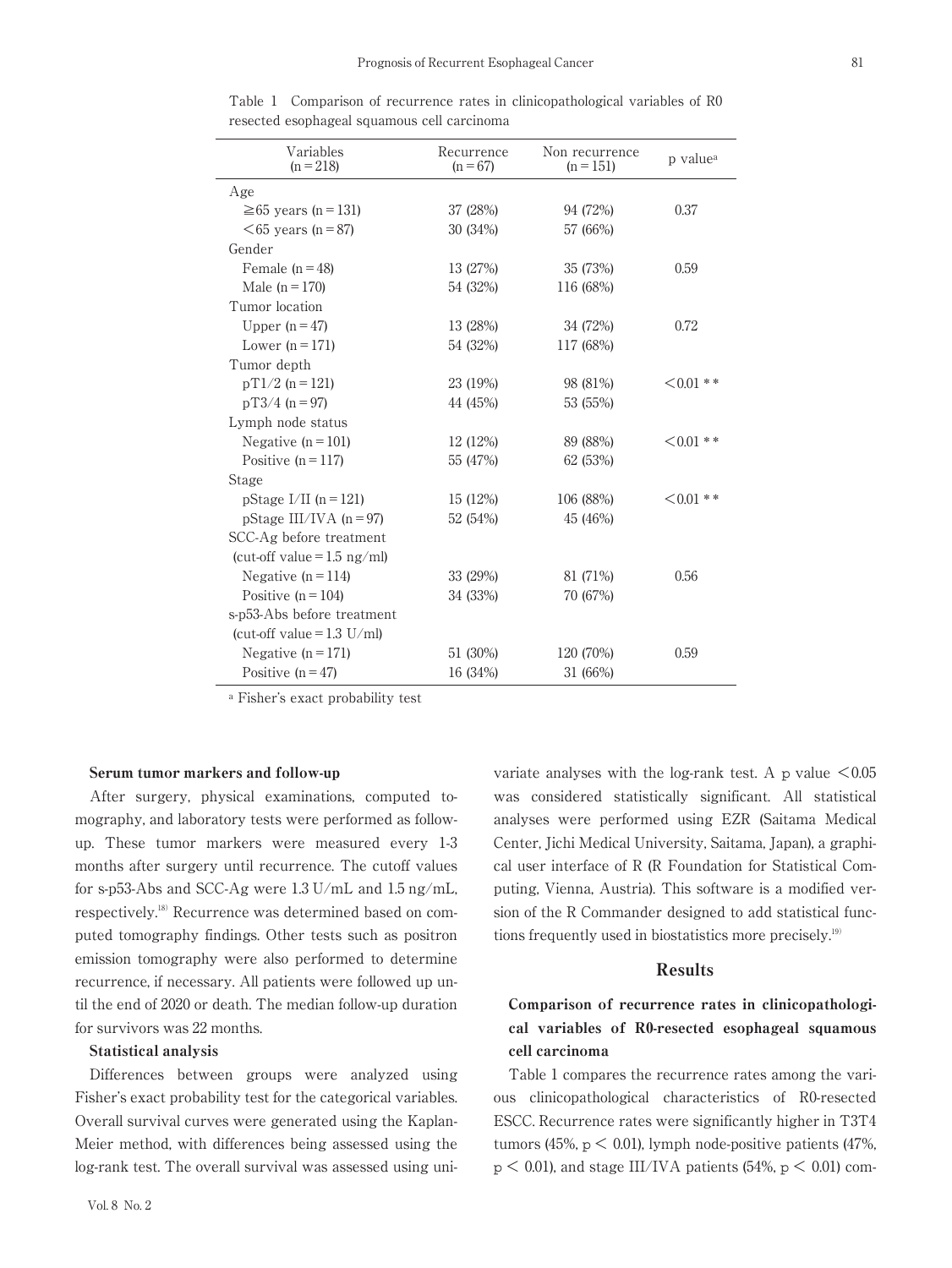Table 1 Comparison of recurrence rates in clinicopathological variables of R0 resected esophageal squamous cell carcinoma

| Variables (n = 218) | Recurrence (n = 67) | Non recurrence (n = 151) | p value[a] |
|---|---|---|---|
| Age | | | |
| ≧65 years (n = 131) | 37 (28%) | 94 (72%) | 0.37 |
| <65 years (n = 87) | 30 (34%) | 57 (66%) | |
| Gender | | | |
| Female (n = 48) | 13 (27%) | 35 (73%) | 0.59 |
| Male (n = 170) | 54 (32%) | 116 (68%) | |
| Tumor location | | | |
| Upper (n = 47) | 13 (28%) | 34 (72%) | 0.72 |
| Lower (n = 171) | 54 (32%) | 117 (68%) | |
| Tumor depth | | | |
| pT1/2 (n = 121) | 23 (19%) | 98 (81%) | <0.01 ** |
| pT3/4 (n = 97) | 44 (45%) | 53 (55%) | |
| Lymph node status | | | |
| Negative (n = 101) | 12 (12%) | 89 (88%) | <0.01 ** |
| Positive (n = 117) | 55 (47%) | 62 (53%) | |
| Stage | | | |
| pStage I/II (n = 121) | 15 (12%) | 106 (88%) | <0.01 ** |
| pStage III/IVA (n = 97) | 52 (54%) | 45 (46%) | |
| SCC-Ag before treatment (cut-off value = 1.5 ng/ml) | | | |
| Negative (n = 114) | 33 (29%) | 81 (71%) | 0.56 |
| Positive (n = 104) | 34 (33%) | 70 (67%) | |
| s-p53-Abs before treatment (cut-off value = 1.3 U/ml) | | | |
| Negative (n = 171) | 51 (30%) | 120 (70%) | 0.59 |
| Positive (n = 47) | 16 (34%) | 31 (66%) | |

[a] Fisher's exact probability test

**Serum tumor markers and follow-up**

After surgery, physical examinations, computed tomography, and laboratory tests were performed as follow-up. These tumor markers were measured every 1-3 months after surgery until recurrence. The cutoff values for s-p53-Abs and SCC-Ag were 1.3 U/mL and 1.5 ng/mL, respectively.[18] Recurrence was determined based on computed tomography findings. Other tests such as positron emission tomography were also performed to determine recurrence, if necessary. All patients were followed up until the end of 2020 or death. The median follow-up duration for survivors was 22 months.

**Statistical analysis**

Differences between groups were analyzed using Fisher's exact probability test for the categorical variables. Overall survival curves were generated using the Kaplan-Meier method, with differences being assessed using the log-rank test. The overall survival was assessed using univariate analyses with the log-rank test. A p value $<0.05$ was considered statistically significant. All statistical analyses were performed using EZR (Saitama Medical Center, Jichi Medical University, Saitama, Japan), a graphical user interface of R (R Foundation for Statistical Computing, Vienna, Austria). This software is a modified version of the R Commander designed to add statistical functions frequently used in biostatistics more precisely.[19]

## Results

### Comparison of recurrence rates in clinicopathological variables of R0-resected esophageal squamous cell carcinoma

Table 1 compares the recurrence rates among the various clinicopathological characteristics of R0-resected ESCC. Recurrence rates were significantly higher in T3T4 tumors (45%, $p < 0.01$), lymph node-positive patients (47%, $p < 0.01$), and stage III/IVA patients (54%, $p < 0.01$) com-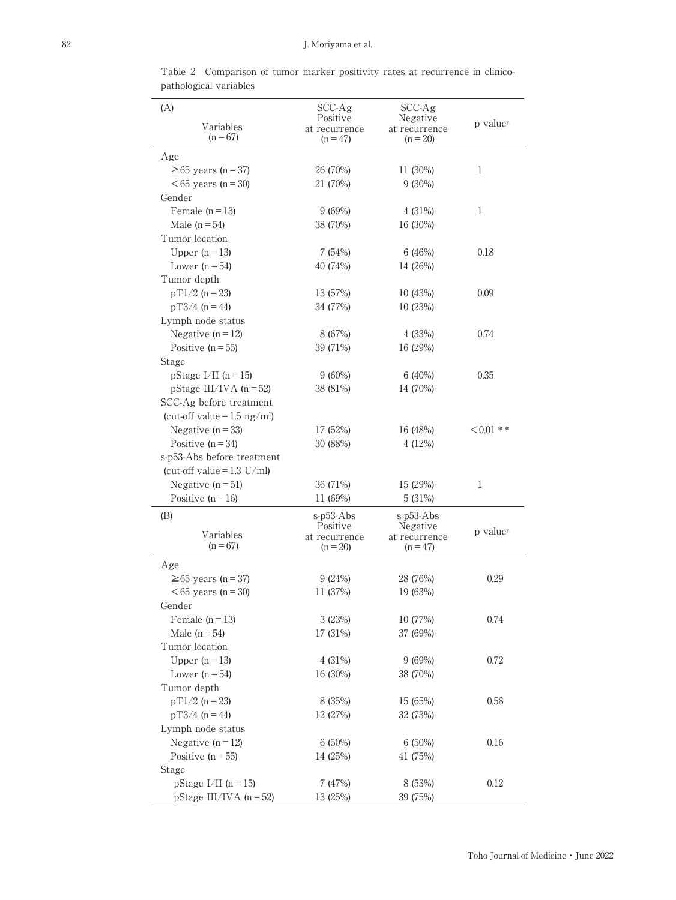Table 2 Comparison of tumor marker positivity rates at recurrence in clinicopathological variables

| (A) Variables (n = 67) | SCC-Ag Positive at recurrence (n = 47) | SCC-Ag Negative at recurrence (n = 20) | p value[a] |
|---|---|---|---|
| Age | | | |
| ≧65 years (n = 37) | 26 (70%) | 11 (30%) | 1 |
| <65 years (n = 30) | 21 (70%) | 9 (30%) | |
| Gender | | | |
| Female (n = 13) | 9 (69%) | 4 (31%) | 1 |
| Male (n = 54) | 38 (70%) | 16 (30%) | |
| Tumor location | | | |
| Upper (n = 13) | 7 (54%) | 6 (46%) | 0.18 |
| Lower (n = 54) | 40 (74%) | 14 (26%) | |
| Tumor depth | | | |
| pT1/2 (n = 23) | 13 (57%) | 10 (43%) | 0.09 |
| pT3/4 (n = 44) | 34 (77%) | 10 (23%) | |
| Lymph node status | | | |
| Negative (n = 12) | 8 (67%) | 4 (33%) | 0.74 |
| Positive (n = 55) | 39 (71%) | 16 (29%) | |
| Stage | | | |
| pStage I/II (n = 15) | 9 (60%) | 6 (40%) | 0.35 |
| pStage III/IVA (n = 52) | 38 (81%) | 14 (70%) | |
| SCC-Ag before treatment (cut-off value = 1.5 ng/ml) | | | |
| Negative (n = 33) | 17 (52%) | 16 (48%) | <0.01 ** |
| Positive (n = 34) | 30 (88%) | 4 (12%) | |
| s-p53-Abs before treatment (cut-off value = 1.3 U/ml) | | | |
| Negative (n = 51) | 36 (71%) | 15 (29%) | 1 |
| Positive (n = 16) | 11 (69%) | 5 (31%) | |

| (B) Variables (n = 67) | s-p53-Abs Positive at recurrence (n = 20) | s-p53-Abs Negative at recurrence (n = 47) | p value[a] |
|---|---|---|---|
| Age | | | |
| ≧65 years (n = 37) | 9 (24%) | 28 (76%) | 0.29 |
| <65 years (n = 30) | 11 (37%) | 19 (63%) | |
| Gender | | | |
| Female (n = 13) | 3 (23%) | 10 (77%) | 0.74 |
| Male (n = 54) | 17 (31%) | 37 (69%) | |
| Tumor location | | | |
| Upper (n = 13) | 4 (31%) | 9 (69%) | 0.72 |
| Lower (n = 54) | 16 (30%) | 38 (70%) | |
| Tumor depth | | | |
| pT1/2 (n = 23) | 8 (35%) | 15 (65%) | 0.58 |
| pT3/4 (n = 44) | 12 (27%) | 32 (73%) | |
| Lymph node status | | | |
| Negative (n = 12) | 6 (50%) | 6 (50%) | 0.16 |
| Positive (n = 55) | 14 (25%) | 41 (75%) | |
| Stage | | | |
| pStage I/II (n = 15) | 7 (47%) | 8 (53%) | 0.12 |
| pStage III/IVA (n = 52) | 13 (25%) | 39 (75%) | |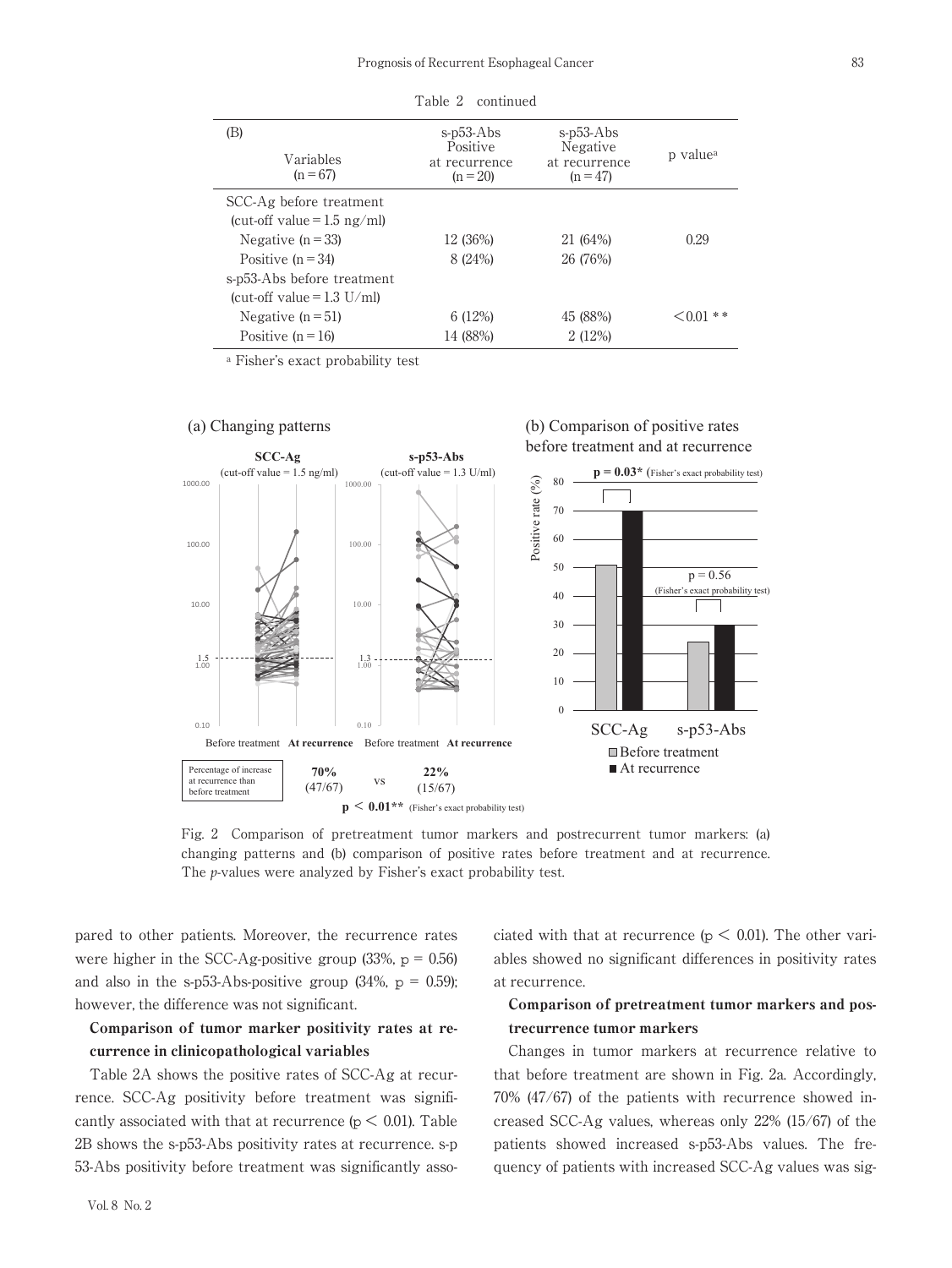Table 2 continued

| (B) Variables (n = 67) | s-p53-Abs Positive at recurrence (n = 20) | s-p53-Abs Negative at recurrence (n = 47) | p value[a] |
|---|---|---|---|
| SCC-Ag before treatment (cut-off value = 1.5 ng/ml) | | | |
| Negative (n = 33) | 12 (36%) | 21 (64%) | 0.29 |
| Positive (n = 34) | 8 (24%) | 26 (76%) | |
| s-p53-Abs before treatment (cut-off value = 1.3 U/ml) | | | |
| Negative (n = 51) | 6 (12%) | 45 (88%) | $<0.01$ ** |
| Positive (n = 16) | 14 (88%) | 2 (12%) | |

[a] Fisher's exact probability test

Fig. 2 Comparison of pretreatment tumor markers and postrecurrent tumor markers: (a) changing patterns and (b) comparison of positive rates before treatment and at recurrence. The *p*-values were analyzed by Fisher's exact probability test.

pared to other patients. Moreover, the recurrence rates were higher in the SCC-Ag-positive group (33%, $p = 0.56$) and also in the s-p53-Abs-positive group (34%, $p = 0.59$); however, the difference was not significant.

### Comparison of tumor marker positivity rates at recurrence in clinicopathological variables

Table 2A shows the positive rates of SCC-Ag at recurrence. SCC-Ag positivity before treatment was significantly associated with that at recurrence ($p < 0.01$). Table 2B shows the s-p53-Abs positivity rates at recurrence. s-p53-Abs positivity before treatment was significantly associated with that at recurrence ($p < 0.01$). The other variables showed no significant differences in positivity rates at recurrence.

### Comparison of pretreatment tumor markers and postrecurrence tumor markers

Changes in tumor markers at recurrence relative to that before treatment are shown in Fig. 2a. Accordingly, 70% (47/67) of the patients with recurrence showed increased SCC-Ag values, whereas only 22% (15/67) of the patients showed increased s-p53-Abs values. The frequency of patients with increased SCC-Ag values was sig-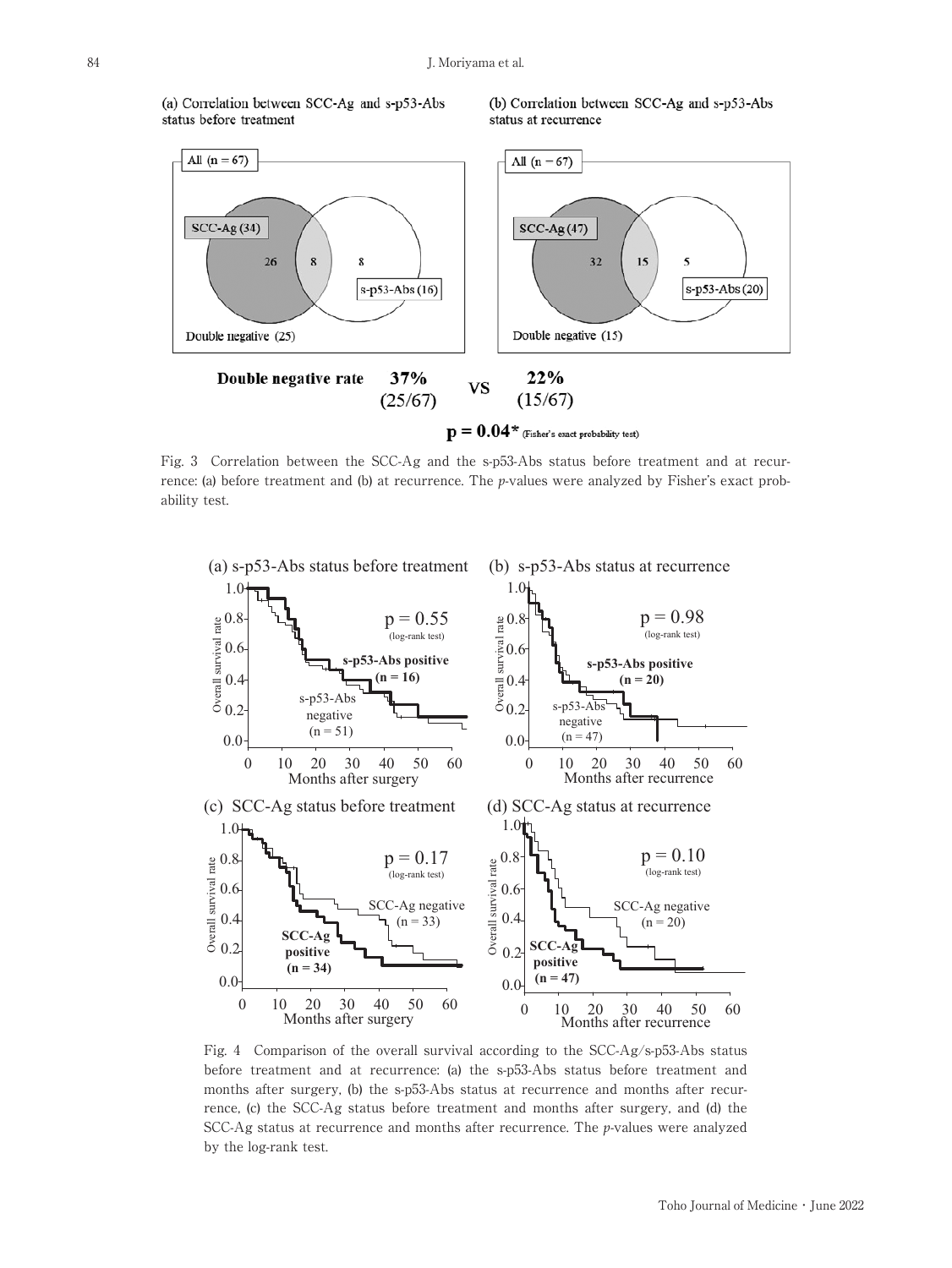Fig. 3 Correlation between the SCC-Ag and the s-p53-Abs status before treatment and at recurrence: (a) before treatment and (b) at recurrence. The *p*-values were analyzed by Fisher's exact probability test.

Fig. 4 Comparison of the overall survival according to the SCC-Ag/s-p53-Abs status before treatment and at recurrence: (a) the s-p53-Abs status before treatment and months after surgery, (b) the s-p53-Abs status at recurrence and months after recurrence, (c) the SCC-Ag status before treatment and months after surgery, and (d) the SCC-Ag status at recurrence and months after recurrence. The *p*-values were analyzed by the log-rank test.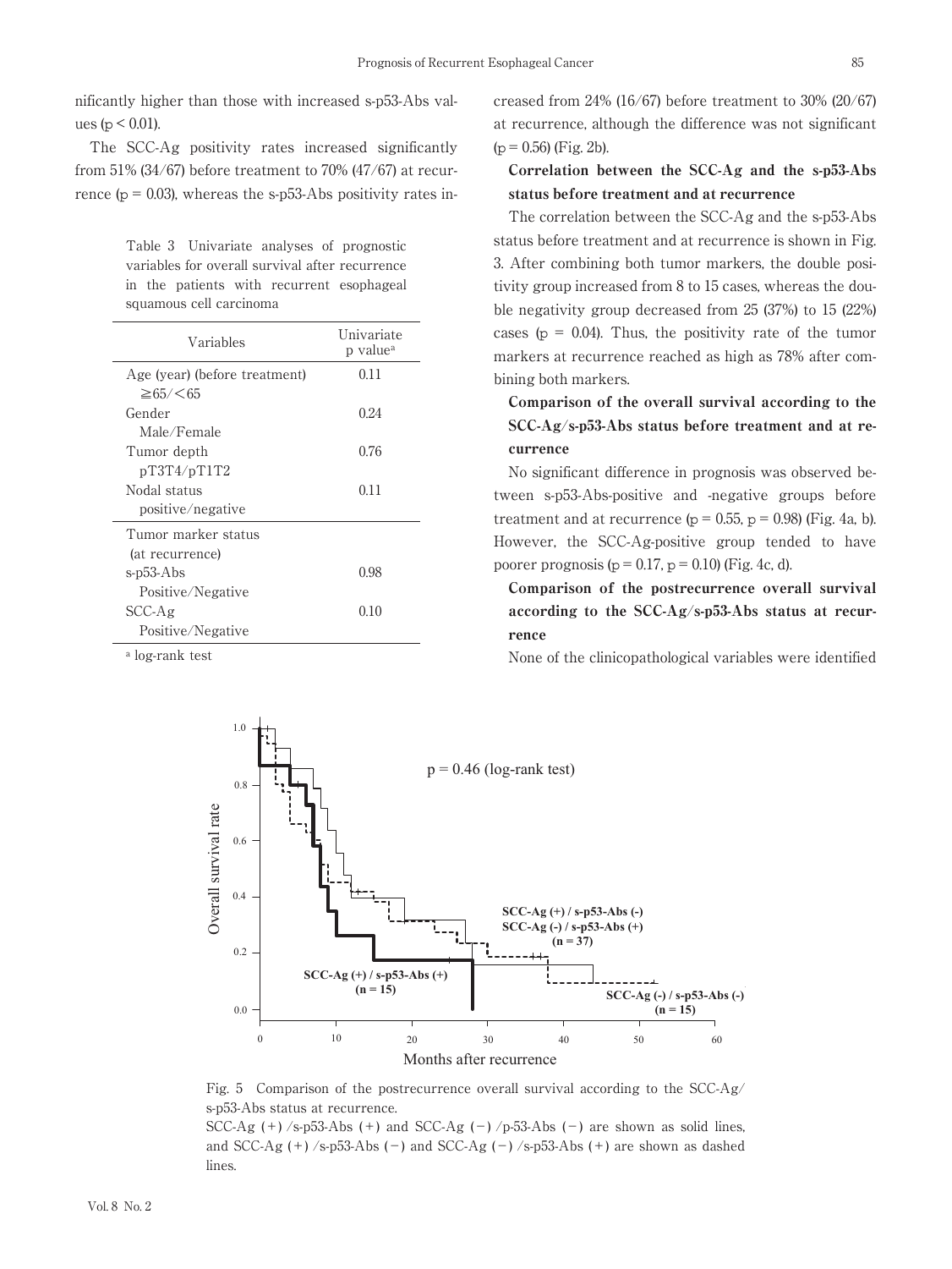nificantly higher than those with increased s-p53-Abs values ($p < 0.01$).

The SCC-Ag positivity rates increased significantly from 51% (34/67) before treatment to 70% (47/67) at recurrence ($p = 0.03$), whereas the s-p53-Abs positivity rates increased from 24% (16/67) before treatment to 30% (20/67) at recurrence, although the difference was not significant ($p = 0.56$) (Fig. 2b).

Table 3 Univariate analyses of prognostic variables for overall survival after recurrence in the patients with recurrent esophageal squamous cell carcinoma

| Variables | Univariate p value[a] |
|---|---|
| Age (year) (before treatment) ≧65/<65 | 0.11 |
| Gender Male/Female | 0.24 |
| Tumor depth pT3T4/pT1T2 | 0.76 |
| Nodal status positive/negative | 0.11 |
| Tumor marker status (at recurrence) | |
| s-p53-Abs Positive/Negative | 0.98 |
| SCC-Ag Positive/Negative | 0.10 |

[a] log-rank test

**Correlation between the SCC-Ag and the s-p53-Abs status before treatment and at recurrence**

The correlation between the SCC-Ag and the s-p53-Abs status before treatment and at recurrence is shown in Fig. 3. After combining both tumor markers, the double positivity group increased from 8 to 15 cases, whereas the double negativity group decreased from 25 (37%) to 15 (22%) cases ($p = 0.04$). Thus, the positivity rate of the tumor markers at recurrence reached as high as 78% after combining both markers.

**Comparison of the overall survival according to the SCC-Ag/s-p53-Abs status before treatment and at recurrence**

No significant difference in prognosis was observed between s-p53-Abs-positive and -negative groups before treatment and at recurrence ($p = 0.55$, $p = 0.98$) (Fig. 4a, b). However, the SCC-Ag-positive group tended to have poorer prognosis ($p = 0.17$, $p = 0.10$) (Fig. 4c, d).

**Comparison of the postrecurrence overall survival according to the SCC-Ag/s-p53-Abs status at recurrence**

None of the clinicopathological variables were identified

Fig. 5 Comparison of the postrecurrence overall survival according to the SCC-Ag/s-p53-Abs status at recurrence.
SCC-Ag (+) /s-p53-Abs (+) and SCC-Ag (−) /p-53-Abs (−) are shown as solid lines, and SCC-Ag (+) /s-p53-Abs (−) and SCC-Ag (−) /s-p53-Abs (+) are shown as dashed lines.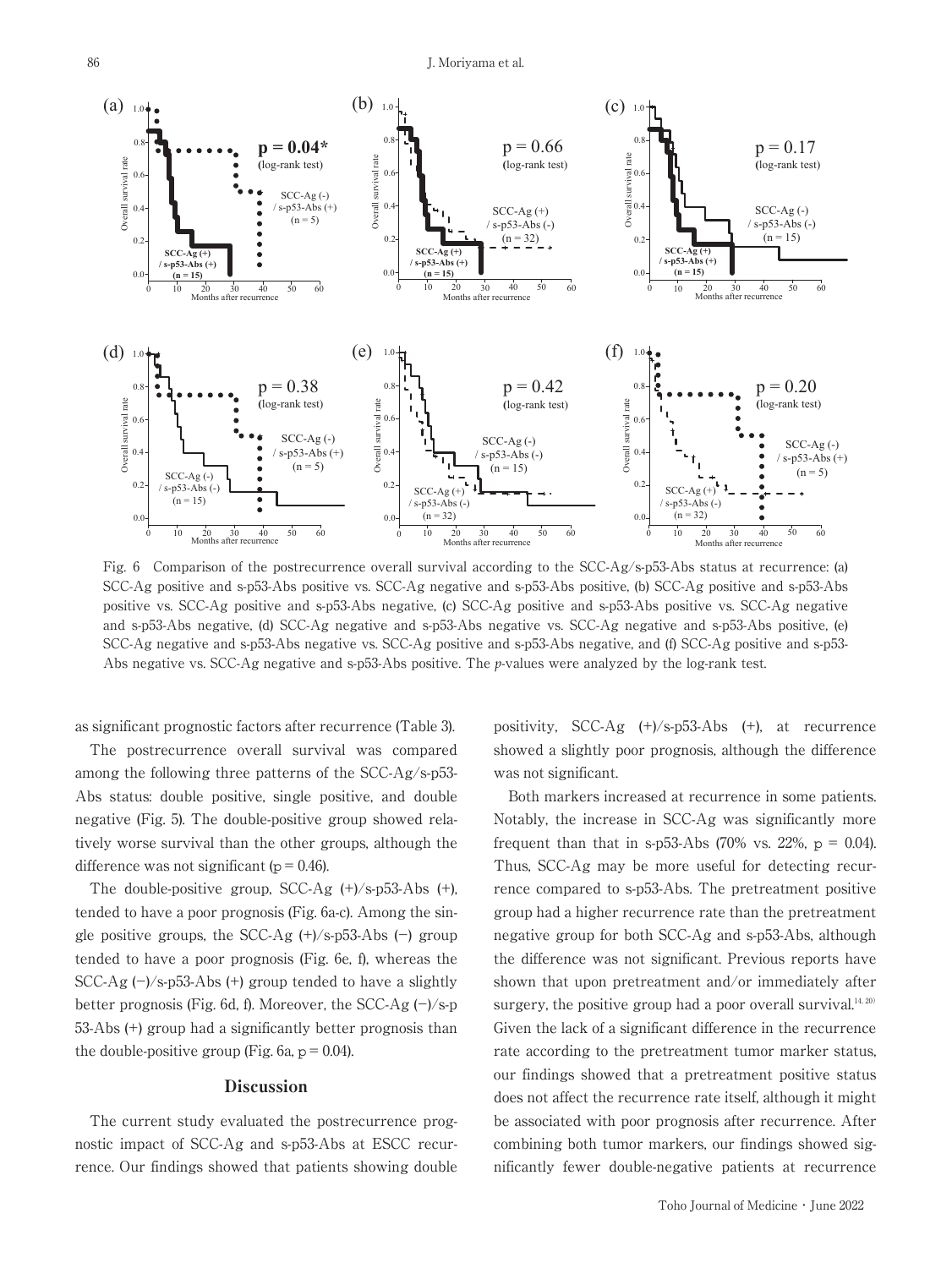Fig. 6 Comparison of the postrecurrence overall survival according to the SCC-Ag/s-p53-Abs status at recurrence: (a) SCC-Ag positive and s-p53-Abs positive vs. SCC-Ag negative and s-p53-Abs positive, (b) SCC-Ag positive and s-p53-Abs positive vs. SCC-Ag positive and s-p53-Abs negative, (c) SCC-Ag positive and s-p53-Abs positive vs. SCC-Ag negative and s-p53-Abs negative, (d) SCC-Ag negative and s-p53-Abs negative vs. SCC-Ag negative and s-p53-Abs positive, (e) SCC-Ag negative and s-p53-Abs negative vs. SCC-Ag positive and s-p53-Abs negative, and (f) SCC-Ag positive and s-p53-Abs negative vs. SCC-Ag negative and s-p53-Abs positive. The *p*-values were analyzed by the log-rank test.

as significant prognostic factors after recurrence (Table 3).

The postrecurrence overall survival was compared among the following three patterns of the SCC-Ag/s-p53-Abs status: double positive, single positive, and double negative (Fig. 5). The double-positive group showed relatively worse survival than the other groups, although the difference was not significant ($p = 0.46$).

The double-positive group, SCC-Ag (+)/s-p53-Abs (+), tended to have a poor prognosis (Fig. 6a-c). Among the single positive groups, the SCC-Ag (+)/s-p53-Abs (−) group tended to have a poor prognosis (Fig. 6e, f), whereas the SCC-Ag (−)/s-p53-Abs (+) group tended to have a slightly better prognosis (Fig. 6d, f). Moreover, the SCC-Ag (−)/s-p53-Abs (+) group had a significantly better prognosis than the double-positive group (Fig. 6a, $p = 0.04$).

## Discussion

The current study evaluated the postrecurrence prognostic impact of SCC-Ag and s-p53-Abs at ESCC recurrence. Our findings showed that patients showing double positivity, SCC-Ag (+)/s-p53-Abs (+), at recurrence showed a slightly poor prognosis, although the difference was not significant.

Both markers increased at recurrence in some patients. Notably, the increase in SCC-Ag was significantly more frequent than that in s-p53-Abs (70% vs. 22%, $p = 0.04$). Thus, SCC-Ag may be more useful for detecting recurrence compared to s-p53-Abs. The pretreatment positive group had a higher recurrence rate than the pretreatment negative group for both SCC-Ag and s-p53-Abs, although the difference was not significant. Previous reports have shown that upon pretreatment and/or immediately after surgery, the positive group had a poor overall survival.[14, 20] Given the lack of a significant difference in the recurrence rate according to the pretreatment tumor marker status, our findings showed that a pretreatment positive status does not affect the recurrence rate itself, although it might be associated with poor prognosis after recurrence. After combining both tumor markers, our findings showed significantly fewer double-negative patients at recurrence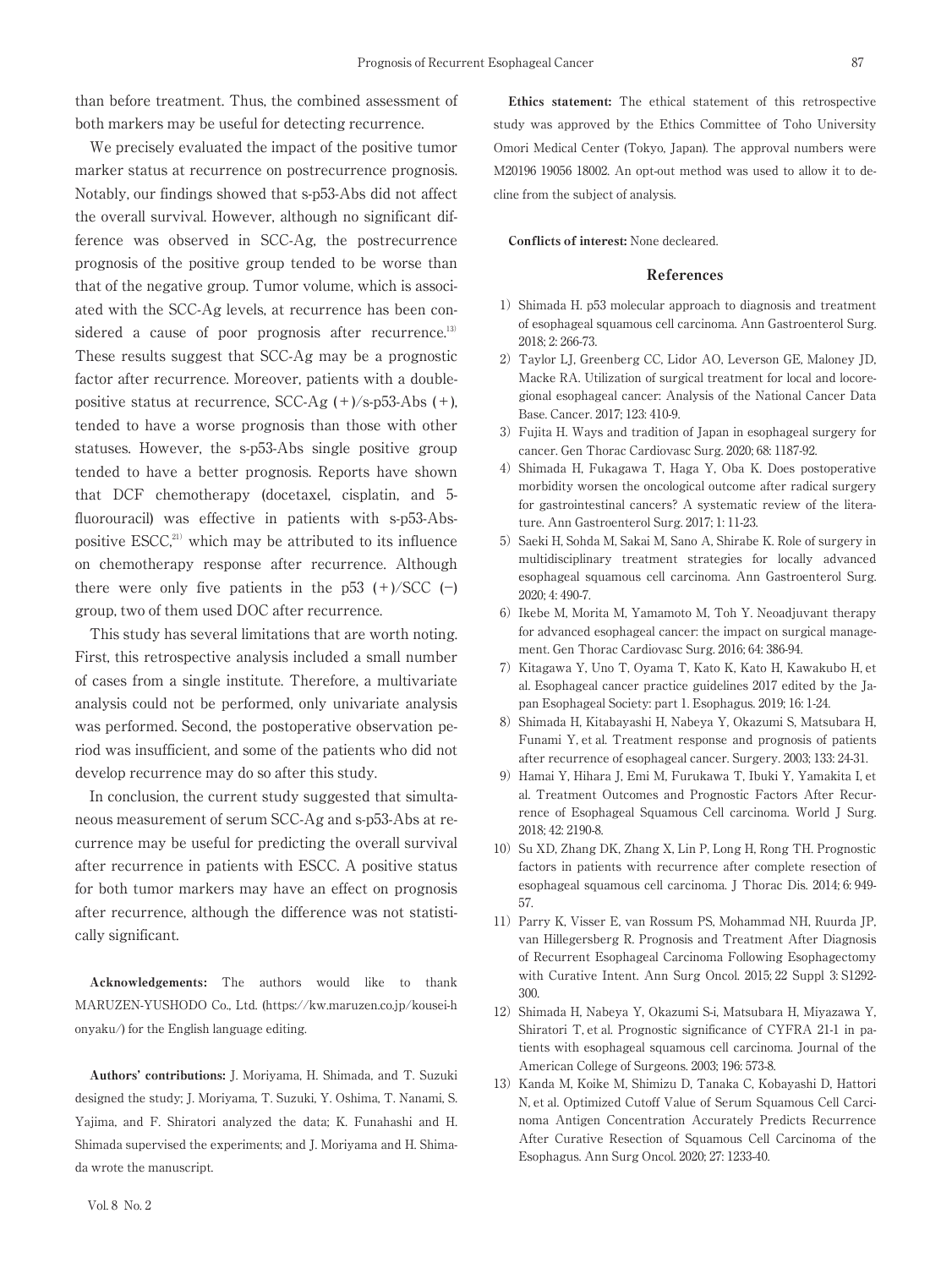than before treatment. Thus, the combined assessment of both markers may be useful for detecting recurrence.

We precisely evaluated the impact of the positive tumor marker status at recurrence on postrecurrence prognosis. Notably, our findings showed that s-p53-Abs did not affect the overall survival. However, although no significant difference was observed in SCC-Ag, the postrecurrence prognosis of the positive group tended to be worse than that of the negative group. Tumor volume, which is associated with the SCC-Ag levels, at recurrence has been considered a cause of poor prognosis after recurrence.[13] These results suggest that SCC-Ag may be a prognostic factor after recurrence. Moreover, patients with a double-positive status at recurrence, SCC-Ag (+)/s-p53-Abs (+), tended to have a worse prognosis than those with other statuses. However, the s-p53-Abs single positive group tended to have a better prognosis. Reports have shown that DCF chemotherapy (docetaxel, cisplatin, and 5-fluorouracil) was effective in patients with s-p53-Abs-positive ESCC,[21] which may be attributed to its influence on chemotherapy response after recurrence. Although there were only five patients in the p53 (+)/SCC (−) group, two of them used DOC after recurrence.

This study has several limitations that are worth noting. First, this retrospective analysis included a small number of cases from a single institute. Therefore, a multivariate analysis could not be performed, only univariate analysis was performed. Second, the postoperative observation period was insufficient, and some of the patients who did not develop recurrence may do so after this study.

In conclusion, the current study suggested that simultaneous measurement of serum SCC-Ag and s-p53-Abs at recurrence may be useful for predicting the overall survival after recurrence in patients with ESCC. A positive status for both tumor markers may have an effect on prognosis after recurrence, although the difference was not statistically significant.

**Acknowledgements:** The authors would like to thank MARUZEN-YUSHODO Co., Ltd. (https://kw.maruzen.co.jp/kousei-honyaku/) for the English language editing.

**Authors' contributions:** J. Moriyama, H. Shimada, and T. Suzuki designed the study; J. Moriyama, T. Suzuki, Y. Oshima, T. Nanami, S. Yajima, and F. Shiratori analyzed the data; K. Funahashi and H. Shimada supervised the experiments; and J. Moriyama and H. Shimada wrote the manuscript.

**Ethics statement:** The ethical statement of this retrospective study was approved by the Ethics Committee of Toho University Omori Medical Center (Tokyo, Japan). The approval numbers were M20196 19056 18002. An opt-out method was used to allow it to decline from the subject of analysis.

**Conflicts of interest:** None decleared.

## References

1) Shimada H. p53 molecular approach to diagnosis and treatment of esophageal squamous cell carcinoma. Ann Gastroenterol Surg. 2018; 2: 266-73.
2) Taylor LJ, Greenberg CC, Lidor AO, Leverson GE, Maloney JD, Macke RA. Utilization of surgical treatment for local and locoregional esophageal cancer: Analysis of the National Cancer Data Base. Cancer. 2017; 123: 410-9.
3) Fujita H. Ways and tradition of Japan in esophageal surgery for cancer. Gen Thorac Cardiovasc Surg. 2020; 68: 1187-92.
4) Shimada H, Fukagawa T, Haga Y, Oba K. Does postoperative morbidity worsen the oncological outcome after radical surgery for gastrointestinal cancers? A systematic review of the literature. Ann Gastroenterol Surg. 2017; 1: 11-23.
5) Saeki H, Sohda M, Sakai M, Sano A, Shirabe K. Role of surgery in multidisciplinary treatment strategies for locally advanced esophageal squamous cell carcinoma. Ann Gastroenterol Surg. 2020; 4: 490-7.
6) Ikebe M, Morita M, Yamamoto M, Toh Y. Neoadjuvant therapy for advanced esophageal cancer: the impact on surgical management. Gen Thorac Cardiovasc Surg. 2016; 64: 386-94.
7) Kitagawa Y, Uno T, Oyama T, Kato K, Kato H, Kawakubo H, et al. Esophageal cancer practice guidelines 2017 edited by the Japan Esophageal Society: part 1. Esophagus. 2019; 16: 1-24.
8) Shimada H, Kitabayashi H, Nabeya Y, Okazumi S, Matsubara H, Funami Y, et al. Treatment response and prognosis of patients after recurrence of esophageal cancer. Surgery. 2003; 133: 24-31.
9) Hamai Y, Hihara J, Emi M, Furukawa T, Ibuki Y, Yamakita I, et al. Treatment Outcomes and Prognostic Factors After Recurrence of Esophageal Squamous Cell carcinoma. World J Surg. 2018; 42: 2190-8.
10) Su XD, Zhang DK, Zhang X, Lin P, Long H, Rong TH. Prognostic factors in patients with recurrence after complete resection of esophageal squamous cell carcinoma. J Thorac Dis. 2014; 6: 949-57.
11) Parry K, Visser E, van Rossum PS, Mohammad NH, Ruurda JP, van Hillegersberg R. Prognosis and Treatment After Diagnosis of Recurrent Esophageal Carcinoma Following Esophagectomy with Curative Intent. Ann Surg Oncol. 2015; 22 Suppl 3: S1292-300.
12) Shimada H, Nabeya Y, Okazumi S-i, Matsubara H, Miyazawa Y, Shiratori T, et al. Prognostic significance of CYFRA 21-1 in patients with esophageal squamous cell carcinoma. Journal of the American College of Surgeons. 2003; 196: 573-8.
13) Kanda M, Koike M, Shimizu D, Tanaka C, Kobayashi D, Hattori N, et al. Optimized Cutoff Value of Serum Squamous Cell Carcinoma Antigen Concentration Accurately Predicts Recurrence After Curative Resection of Squamous Cell Carcinoma of the Esophagus. Ann Surg Oncol. 2020; 27: 1233-40.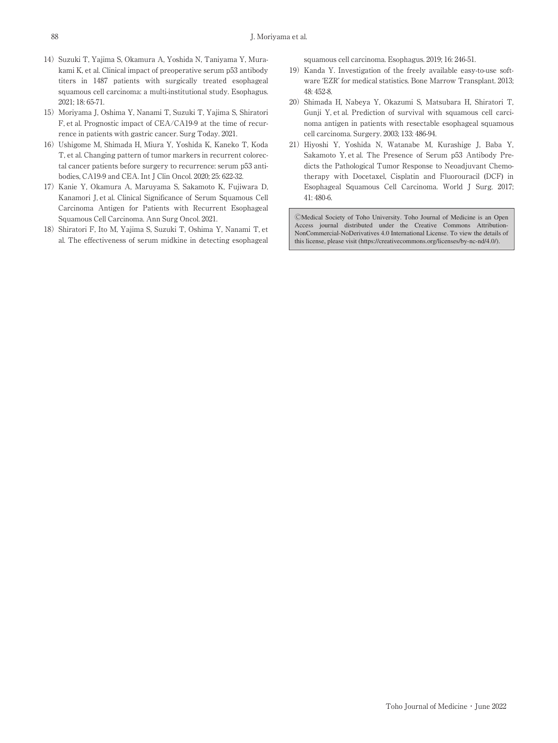14) Suzuki T, Yajima S, Okamura A, Yoshida N, Taniyama Y, Murakami K, et al. Clinical impact of preoperative serum p53 antibody titers in 1487 patients with surgically treated esophageal squamous cell carcinoma: a multi-institutional study. Esophagus. 2021; 18: 65-71.

15) Moriyama J, Oshima Y, Nanami T, Suzuki T, Yajima S, Shiratori F, et al. Prognostic impact of CEA/CA19-9 at the time of recurrence in patients with gastric cancer. Surg Today. 2021.

16) Ushigome M, Shimada H, Miura Y, Yoshida K, Kaneko T, Koda T, et al. Changing pattern of tumor markers in recurrent colorectal cancer patients before surgery to recurrence: serum p53 antibodies, CA19-9 and CEA. Int J Clin Oncol. 2020; 25: 622-32.

17) Kanie Y, Okamura A, Maruyama S, Sakamoto K, Fujiwara D, Kanamori J, et al. Clinical Significance of Serum Squamous Cell Carcinoma Antigen for Patients with Recurrent Esophageal Squamous Cell Carcinoma. Ann Surg Oncol. 2021.

18) Shiratori F, Ito M, Yajima S, Suzuki T, Oshima Y, Nanami T, et al. The effectiveness of serum midkine in detecting esophageal squamous cell carcinoma. Esophagus. 2019; 16: 246-51.

19) Kanda Y. Investigation of the freely available easy-to-use software 'EZR' for medical statistics. Bone Marrow Transplant. 2013; 48: 452-8.

20) Shimada H, Nabeya Y, Okazumi S, Matsubara H, Shiratori T, Gunji Y, et al. Prediction of survival with squamous cell carcinoma antigen in patients with resectable esophageal squamous cell carcinoma. Surgery. 2003; 133: 486-94.

21) Hiyoshi Y, Yoshida N, Watanabe M, Kurashige J, Baba Y, Sakamoto Y, et al. The Presence of Serum p53 Antibody Predicts the Pathological Tumor Response to Neoadjuvant Chemotherapy with Docetaxel, Cisplatin and Fluorouracil (DCF) in Esophageal Squamous Cell Carcinoma. World J Surg. 2017; 41: 480-6.

©Medical Society of Toho University. Toho Journal of Medicine is an Open Access journal distributed under the Creative Commons Attribution-NonCommercial-NoDerivatives 4.0 International License. To view the details of this license, please visit (https://creativecommons.org/licenses/by-nc-nd/4.0/).